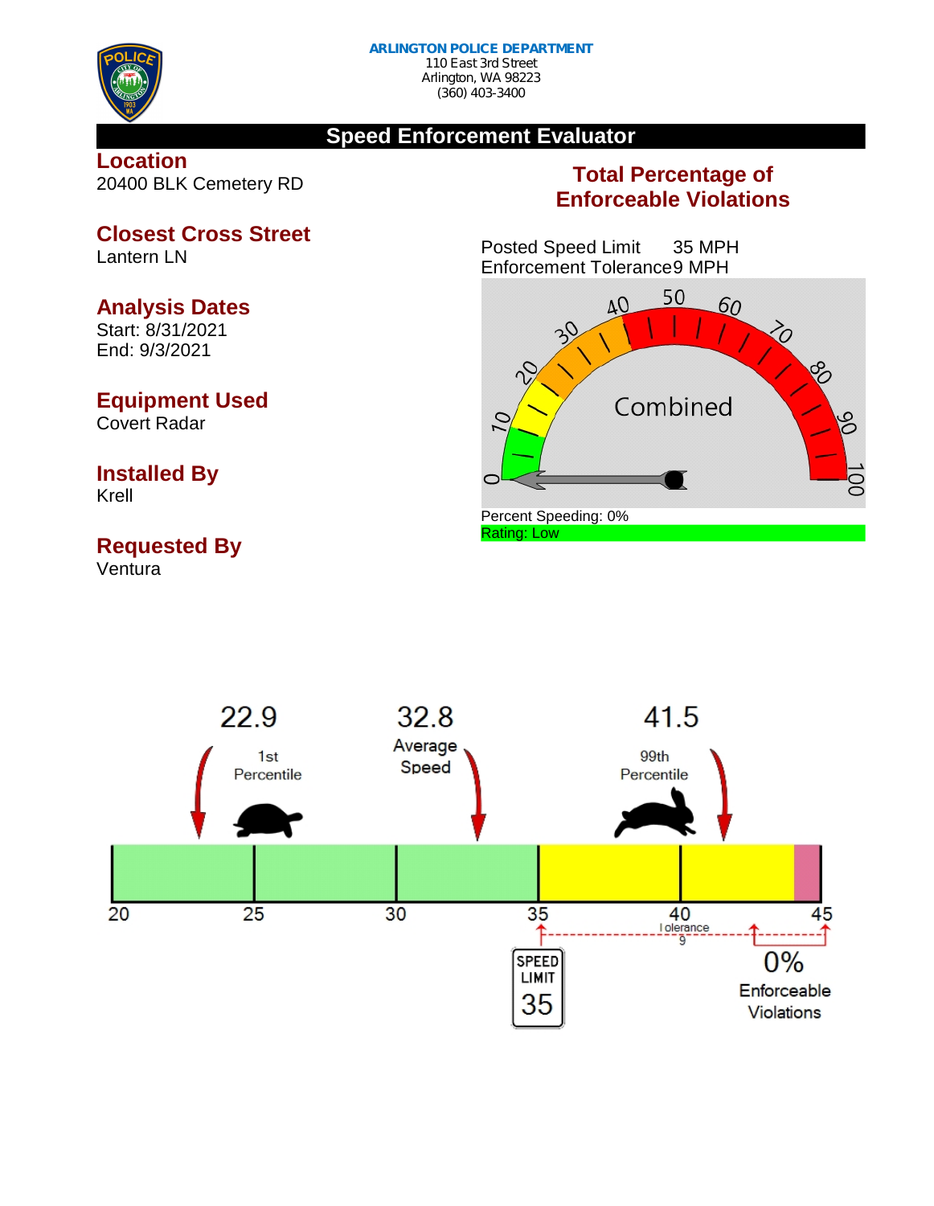**ARLINGTON POLICE DEPARTMENT**
110 East 3rd Street
Arlington, WA 98223
(360) 403-3400

# Speed Enforcement Evaluator

## Location
20400 BLK Cemetery RD

## Closest Cross Street
Lantern LN

## Analysis Dates
Start: 8/31/2021
End: 9/3/2021

## Equipment Used
Covert Radar

## Installed By
Krell

## Requested By
Ventura

## Total Percentage of Enforceable Violations

Posted Speed Limit 35 MPH
Enforcement Tolerance 9 MPH

Combined

Percent Speeding: 0%
Rating: Low

22.9 1st Percentile

32.8 Average Speed

41.5 99th Percentile

20 25 30 35 40 45

SPEED LIMIT 35

Tolerance 9

0% Enforceable Violations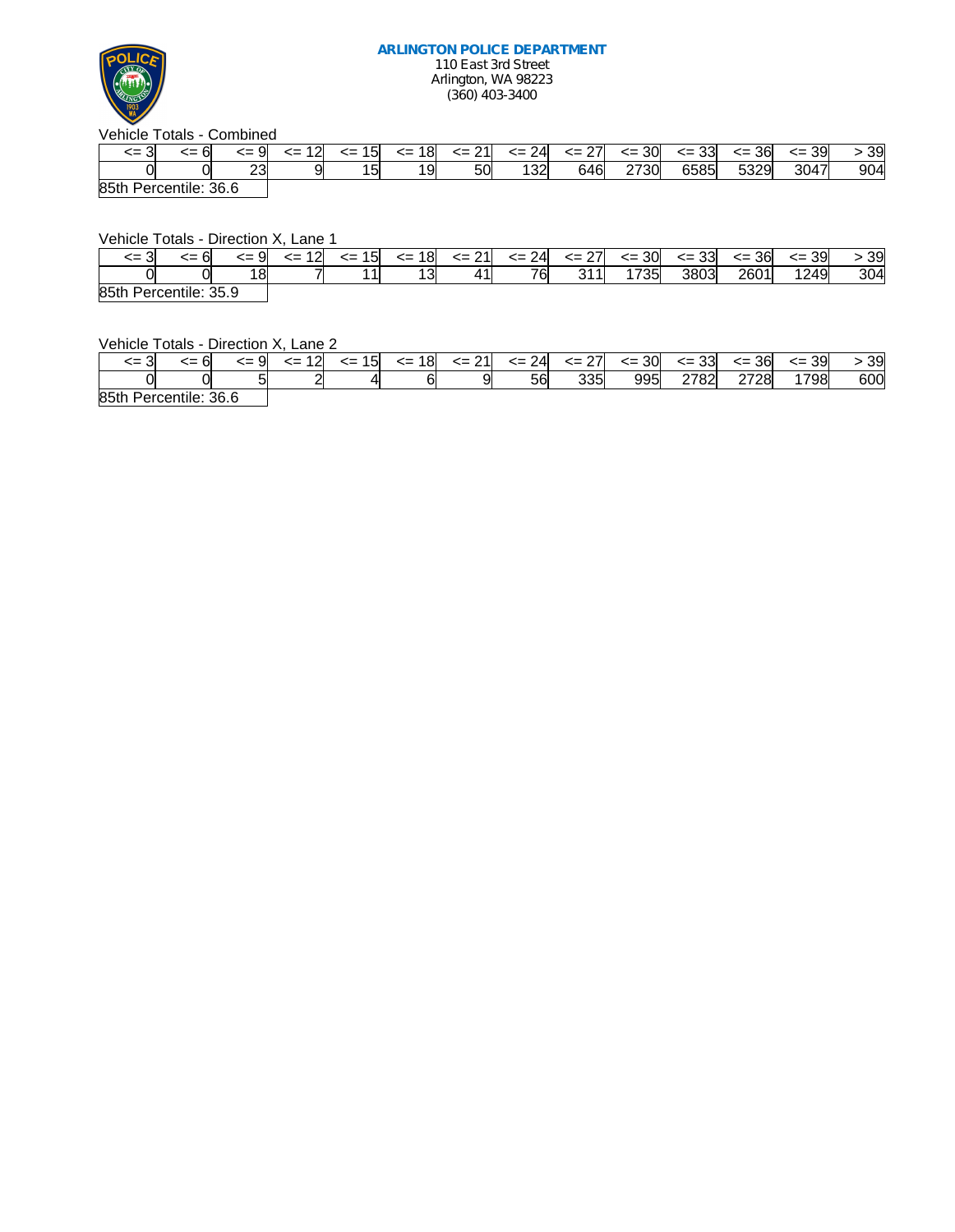**ARLINGTON POLICE DEPARTMENT**
110 East 3rd Street
Arlington, WA 98223
(360) 403-3400

Vehicle Totals - Combined

| <= 3 | <= 6 | <= 9 | <= 12 | <= 15 | <= 18 | <= 21 | <= 24 | <= 27 | <= 30 | <= 33 | <= 36 | <= 39 | > 39 |
|---|---|---|---|---|---|---|---|---|---|---|---|---|---|
| 0 | 0 | 23 | 9 | 15 | 19 | 50 | 132 | 646 | 2730 | 6585 | 5329 | 3047 | 904 |

85th Percentile: 36.6

Vehicle Totals - Direction X, Lane 1

| <= 3 | <= 6 | <= 9 | <= 12 | <= 15 | <= 18 | <= 21 | <= 24 | <= 27 | <= 30 | <= 33 | <= 36 | <= 39 | > 39 |
|---|---|---|---|---|---|---|---|---|---|---|---|---|---|
| 0 | 0 | 18 | 7 | 11 | 13 | 41 | 76 | 311 | 1735 | 3803 | 2601 | 1249 | 304 |

85th Percentile: 35.9

Vehicle Totals - Direction X, Lane 2

| <= 3 | <= 6 | <= 9 | <= 12 | <= 15 | <= 18 | <= 21 | <= 24 | <= 27 | <= 30 | <= 33 | <= 36 | <= 39 | > 39 |
|---|---|---|---|---|---|---|---|---|---|---|---|---|---|
| 0 | 0 | 5 | 2 | 4 | 6 | 9 | 56 | 335 | 995 | 2782 | 2728 | 1798 | 600 |

85th Percentile: 36.6